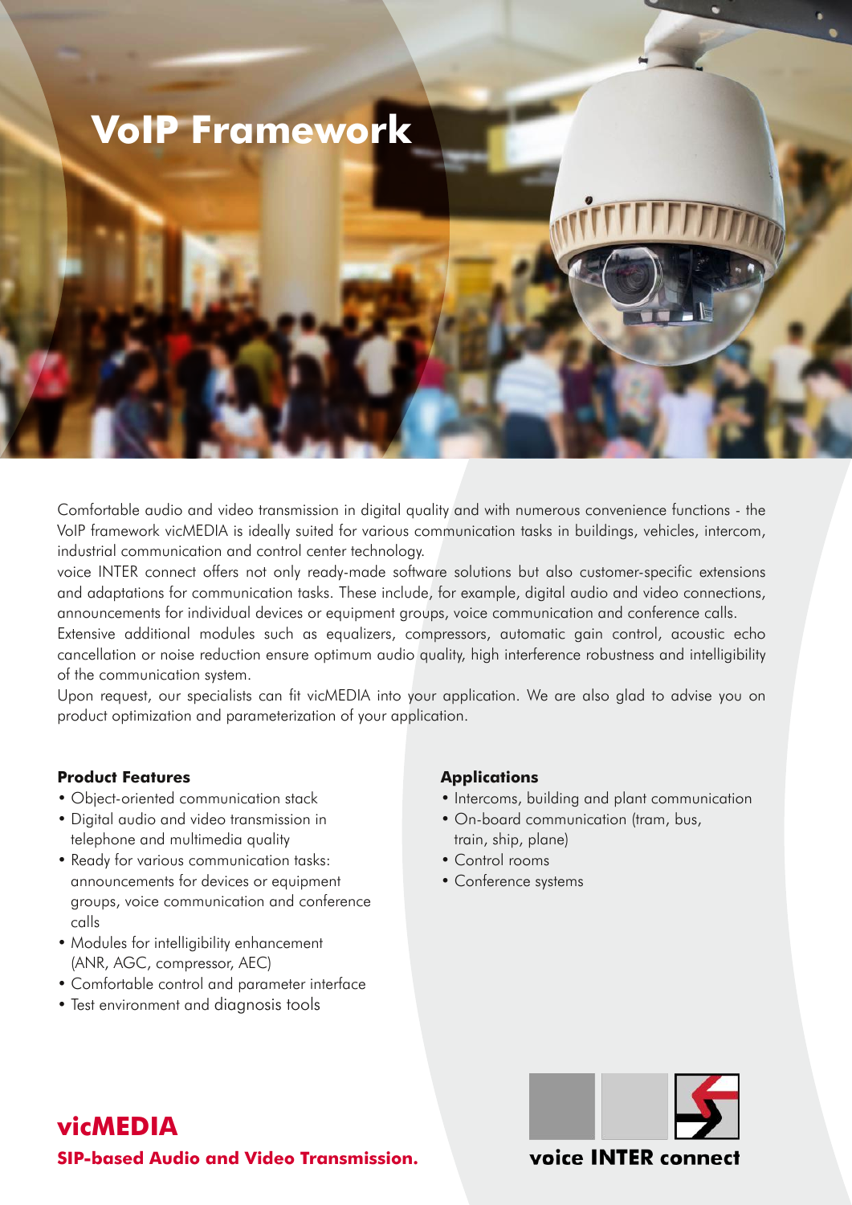# VoIP Framework

Comfortable audio and video transmission in digital quality and with numerous convenience functions - the VoIP framework vicMEDIA is ideally suited for various communication tasks in buildings, vehicles, intercom, industrial communication and control center technology.

voice INTER connect offers not only ready-made software solutions but also customer-specific extensions and adaptations for communication tasks. These include, for example, digital audio and video connections, announcements for individual devices or equipment groups, voice communication and conference calls.

Extensive additional modules such as equalizers, compressors, automatic gain control, acoustic echo cancellation or noise reduction ensure optimum audio quality, high interference robustness and intelligibility of the communication system.

Upon request, our specialists can fit vicMEDIA into your application. We are also glad to advise you on product optimization and parameterization of your application.

**Product Features**

- Object-oriented communication stack
- Digital audio and video transmission in telephone and multimedia quality
- Ready for various communication tasks: announcements for devices or equipment groups, voice communication and conference calls
- Modules for intelligibility enhancement (ANR, AGC, compressor, AEC)
- Comfortable control and parameter interface
- Test environment and diagnosis tools

**Applications**

- Intercoms, building and plant communication
- On-board communication (tram, bus, train, ship, plane)
- Control rooms
- Conference systems

## vicMEDIA

**SIP-based Audio and Video Transmission.**

voice INTER connect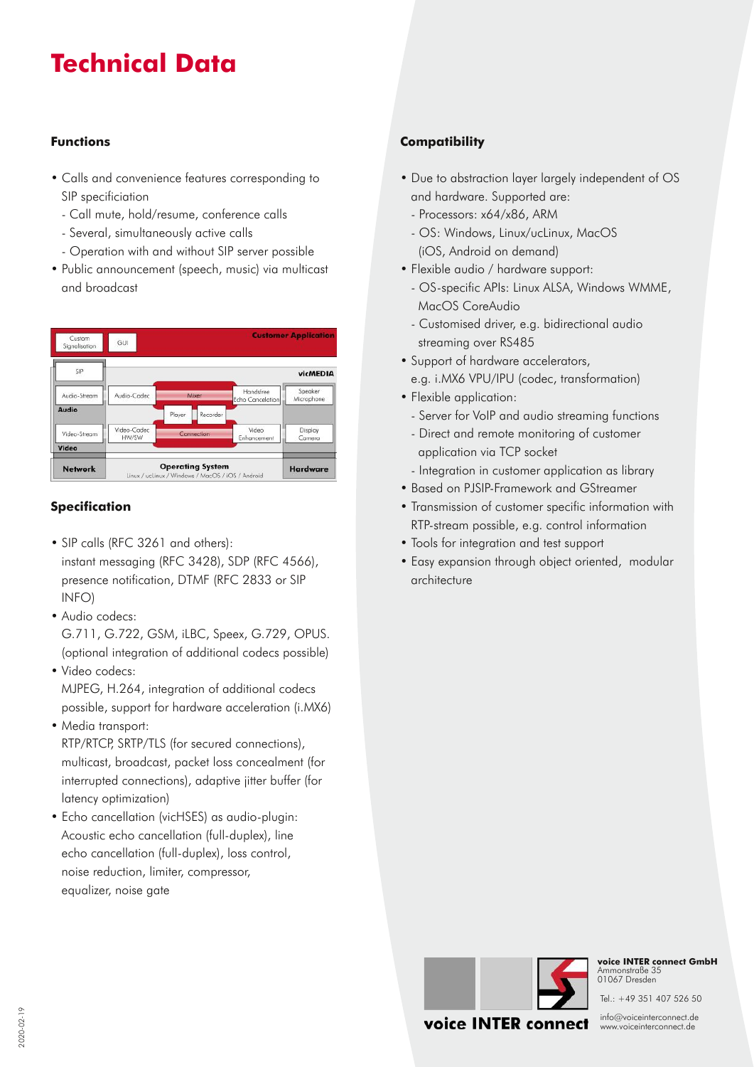# Technical Data

## Functions

- Calls and convenience features corresponding to SIP specification
  - Call mute, hold/resume, conference calls
  - Several, simultaneously active calls
  - Operation with and without SIP server possible
- Public announcement (speech, music) via multicast and broadcast

Custom Signalisation
GUI
Customer Application
SIP
vicMEDIA
Audio-Stream
Audio-Codec
Mixer
Handsfree Echo Cancelation
Speaker Microphone
Audio
Player
Recorder
Video-Stream
Video-Codec HW/SW
Connection
Video Enhancement
Display Camera
Video
Network
Operating System
Linux / ucLinux / Windows / MacOS / iOS / Android
Hardware

## Specification

- SIP calls (RFC 3261 and others): instant messaging (RFC 3428), SDP (RFC 4566), presence notification, DTMF (RFC 2833 or SIP INFO)
- Audio codecs: G.711, G.722, GSM, iLBC, Speex, G.729, OPUS. (optional integration of additional codecs possible)
- Video codecs: MJPEG, H.264, integration of additional codecs possible, support for hardware acceleration (i.MX6)
- Media transport: RTP/RTCP, SRTP/TLS (for secured connections), multicast, broadcast, packet loss concealment (for interrupted connections), adaptive jitter buffer (for latency optimization)
- Echo cancellation (vicHSES) as audio-plugin: Acoustic echo cancellation (full-duplex), line echo cancellation (full-duplex), loss control, noise reduction, limiter, compressor, equalizer, noise gate

## Compatibility

- Due to abstraction layer largely independent of OS and hardware. Supported are:
  - Processors: x64/x86, ARM
  - OS: Windows, Linux/ucLinux, MacOS (iOS, Android on demand)
- Flexible audio / hardware support:
  - OS-specific APIs: Linux ALSA, Windows WMME, MacOS CoreAudio
  - Customised driver, e.g. bidirectional audio streaming over RS485
- Support of hardware accelerators, e.g. i.MX6 VPU/IPU (codec, transformation)
- Flexible application:
  - Server for VoIP and audio streaming functions
  - Direct and remote monitoring of customer application via TCP socket
  - Integration in customer application as library
- Based on PJSIP-Framework and GStreamer
- Transmission of customer specific information with RTP-stream possible, e.g. control information
- Tools for integration and test support
- Easy expansion through object oriented, modular architecture

voice INTER connect

**voice INTER connect GmbH**
Ammonstraße 35
01067 Dresden

Tel.: +49 351 407 526 50

info@voiceinterconnect.de
www.voiceinterconnect.de

2020-02-19